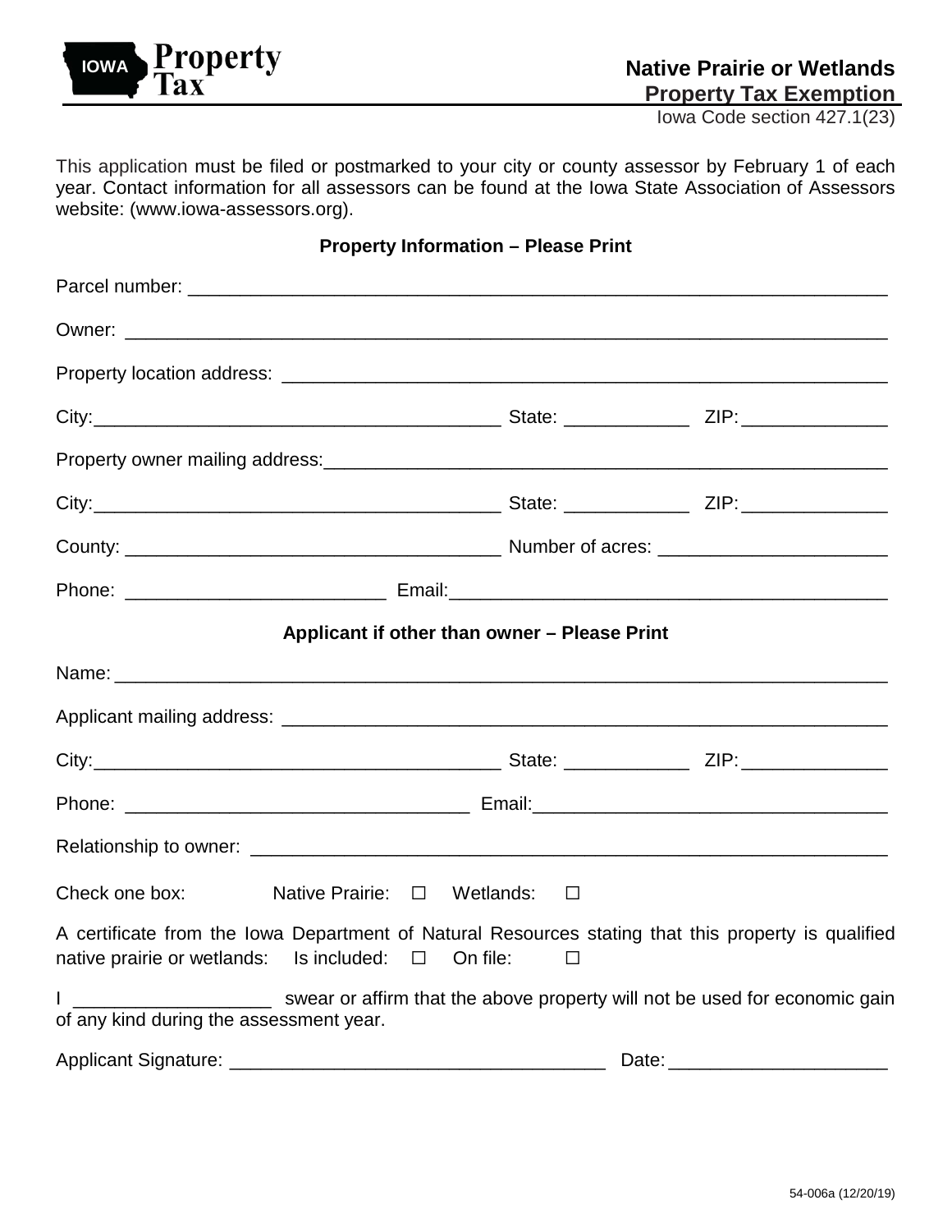**IOWA Property Tax**

# Native Prairie or Wetlands Property Tax Exemption

Iowa Code section 427.1(23)

This application must be filed or postmarked to your city or county assessor by February 1 of each year. Contact information for all assessors can be found at the Iowa State Association of Assessors website: (www.iowa-assessors.org).

**Property Information – Please Print**

Parcel number: ______________________________________________

Owner: ______________________________________________

Property location address: ______________________________________________

City: ____________________________ State: ____________ ZIP: ______________

Property owner mailing address: ______________________________________________

City: ____________________________ State: ____________ ZIP: ______________

County: ____________________________ Number of acres: ______________________

Phone: _________________________ Email: ______________________________

**Applicant if other than owner – Please Print**

Name: ______________________________________________

Applicant mailing address: ______________________________________________

City: ____________________________ State: ____________ ZIP: ______________

Phone: _________________________ Email: ______________________________

Relationship to owner: ______________________________________________

Check one box: Native Prairie: ☐ Wetlands: ☐

A certificate from the Iowa Department of Natural Resources stating that this property is qualified native prairie or wetlands: Is included: ☐ On file: ☐

I ___________________ swear or affirm that the above property will not be used for economic gain of any kind during the assessment year.

Applicant Signature: ____________________________________ Date: ______________________

54-006a (12/20/19)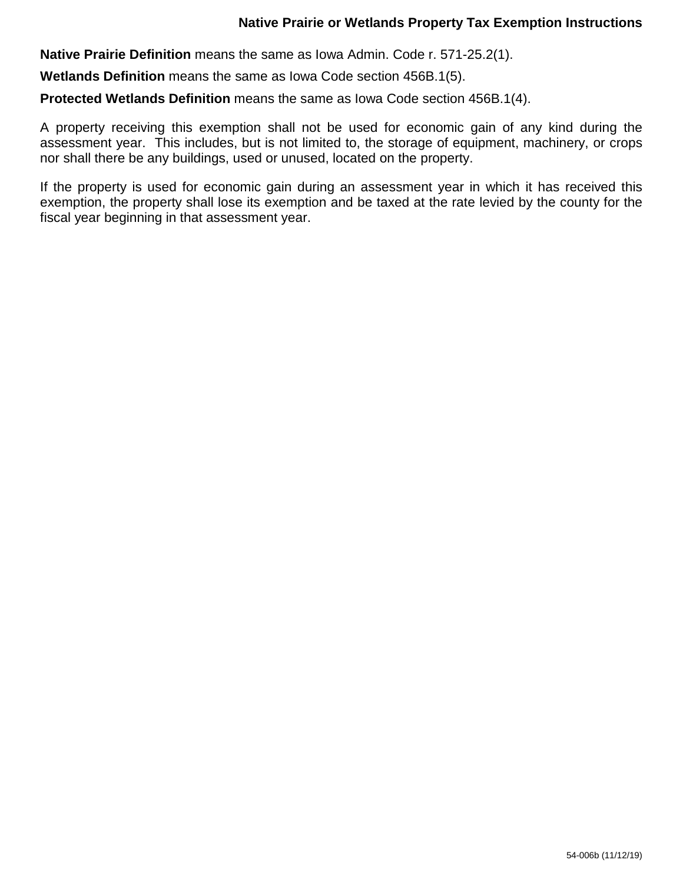## Native Prairie or Wetlands Property Tax Exemption Instructions

**Native Prairie Definition** means the same as Iowa Admin. Code r. 571-25.2(1).

**Wetlands Definition** means the same as Iowa Code section 456B.1(5).

**Protected Wetlands Definition** means the same as Iowa Code section 456B.1(4).

A property receiving this exemption shall not be used for economic gain of any kind during the assessment year. This includes, but is not limited to, the storage of equipment, machinery, or crops nor shall there be any buildings, used or unused, located on the property.

If the property is used for economic gain during an assessment year in which it has received this exemption, the property shall lose its exemption and be taxed at the rate levied by the county for the fiscal year beginning in that assessment year.

54-006b (11/12/19)